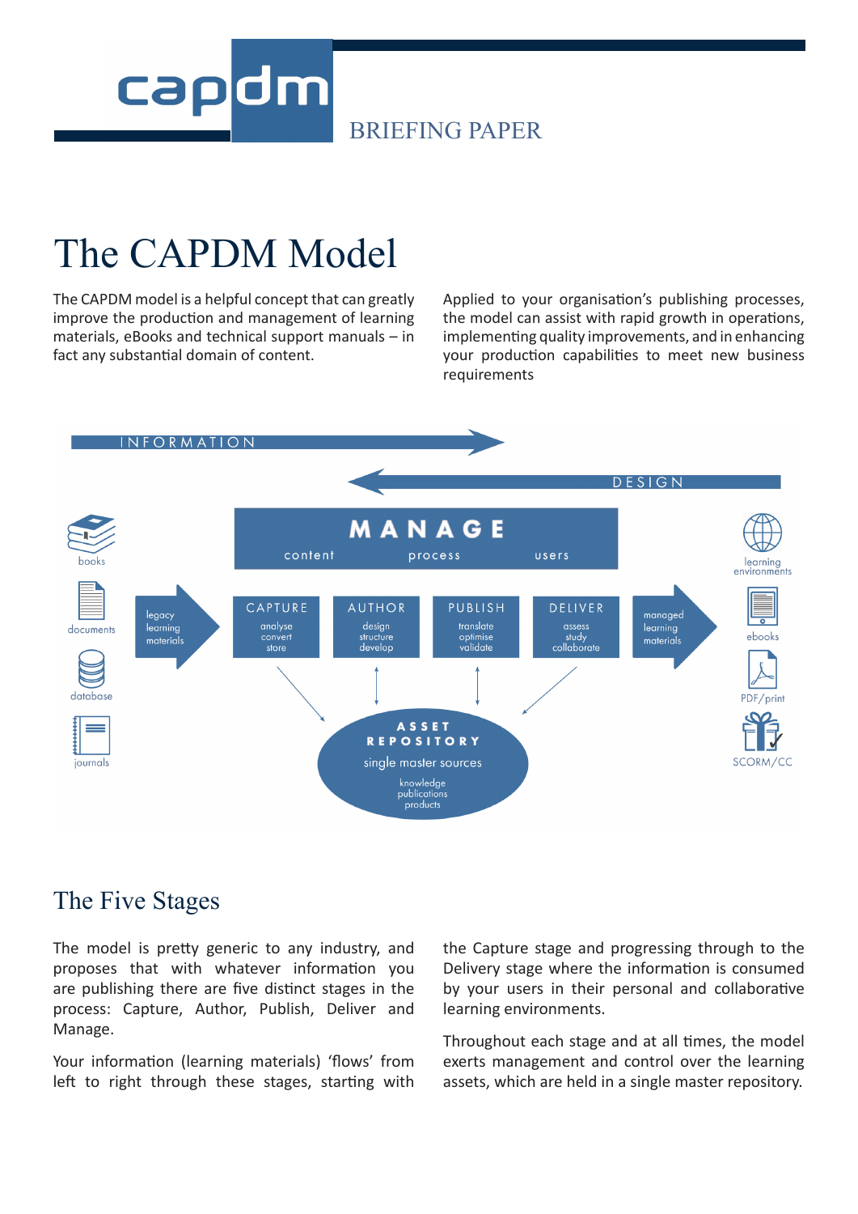# The CAPDM Model

The CAPDM model is a helpful concept that can greatly improve the production and management of learning materials, eBooks and technical support manuals – in fact any substantial domain of content.

Applied to your organisation's publishing processes, the model can assist with rapid growth in operations, implementing quality improvements, and in enhancing your production capabilities to meet new business requirements

## The Five Stages

The model is pretty generic to any industry, and proposes that with whatever information you are publishing there are five distinct stages in the process: Capture, Author, Publish, Deliver and Manage.

Your information (learning materials) 'flows' from left to right through these stages, starting with the Capture stage and progressing through to the Delivery stage where the information is consumed by your users in their personal and collaborative learning environments.

Throughout each stage and at all times, the model exerts management and control over the learning assets, which are held in a single master repository.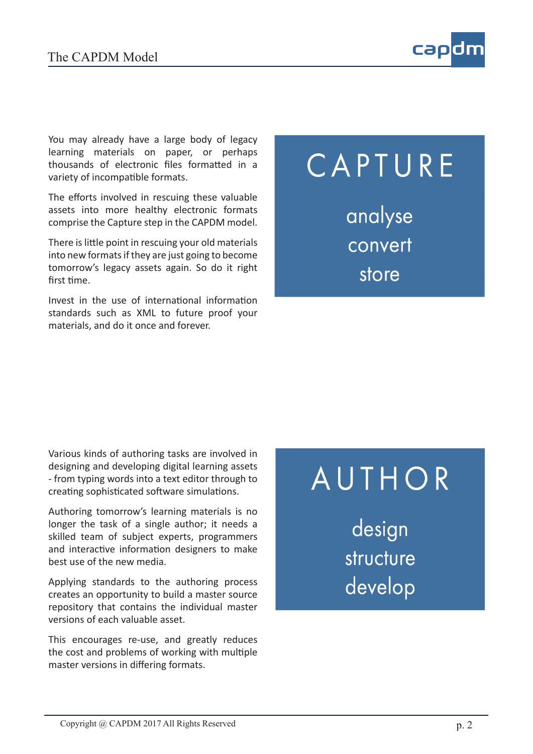## CAPTURE

analyse
convert
store

You may already have a large body of legacy learning materials on paper, or perhaps thousands of electronic files formatted in a variety of incompatible formats.

The efforts involved in rescuing these valuable assets into more healthy electronic formats comprise the Capture step in the CAPDM model.

There is little point in rescuing your old materials into new formats if they are just going to become tomorrow's legacy assets again. So do it right first time.

Invest in the use of international information standards such as XML to future proof your materials, and do it once and forever.

## AUTHOR

design
structure
develop

Various kinds of authoring tasks are involved in designing and developing digital learning assets - from typing words into a text editor through to creating sophisticated software simulations.

Authoring tomorrow's learning materials is no longer the task of a single author; it needs a skilled team of subject experts, programmers and interactive information designers to make best use of the new media.

Applying standards to the authoring process creates an opportunity to build a master source repository that contains the individual master versions of each valuable asset.

This encourages re-use, and greatly reduces the cost and problems of working with multiple master versions in differing formats.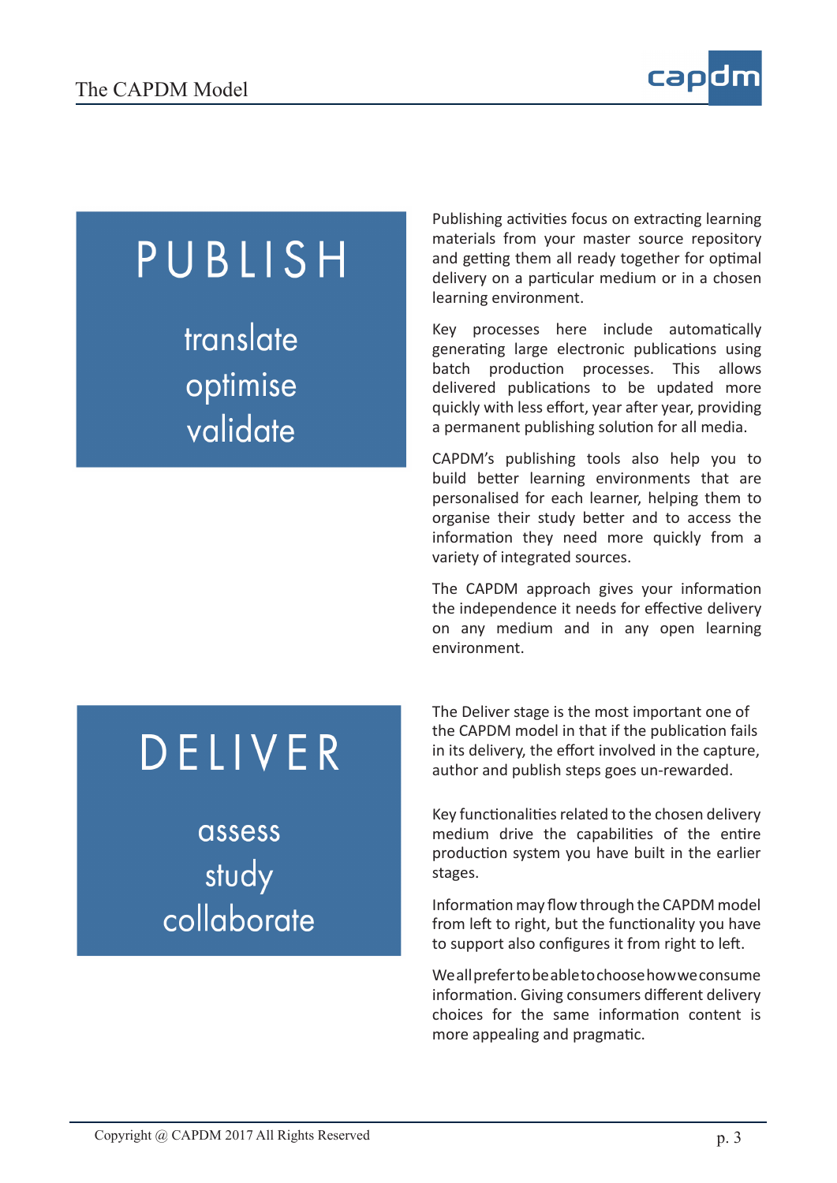## PUBLISH

translate
optimise
validate

Publishing activities focus on extracting learning materials from your master source repository and getting them all ready together for optimal delivery on a particular medium or in a chosen learning environment.

Key processes here include automatically generating large electronic publications using batch production processes. This allows delivered publications to be updated more quickly with less effort, year after year, providing a permanent publishing solution for all media.

CAPDM's publishing tools also help you to build better learning environments that are personalised for each learner, helping them to organise their study better and to access the information they need more quickly from a variety of integrated sources.

The CAPDM approach gives your information the independence it needs for effective delivery on any medium and in any open learning environment.

## DELIVER

assess
study
collaborate

The Deliver stage is the most important one of the CAPDM model in that if the publication fails in its delivery, the effort involved in the capture, author and publish steps goes un-rewarded.

Key functionalities related to the chosen delivery medium drive the capabilities of the entire production system you have built in the earlier stages.

Information may flow through the CAPDM model from left to right, but the functionality you have to support also configures it from right to left.

We all prefer to be able to choose how we consume information. Giving consumers different delivery choices for the same information content is more appealing and pragmatic.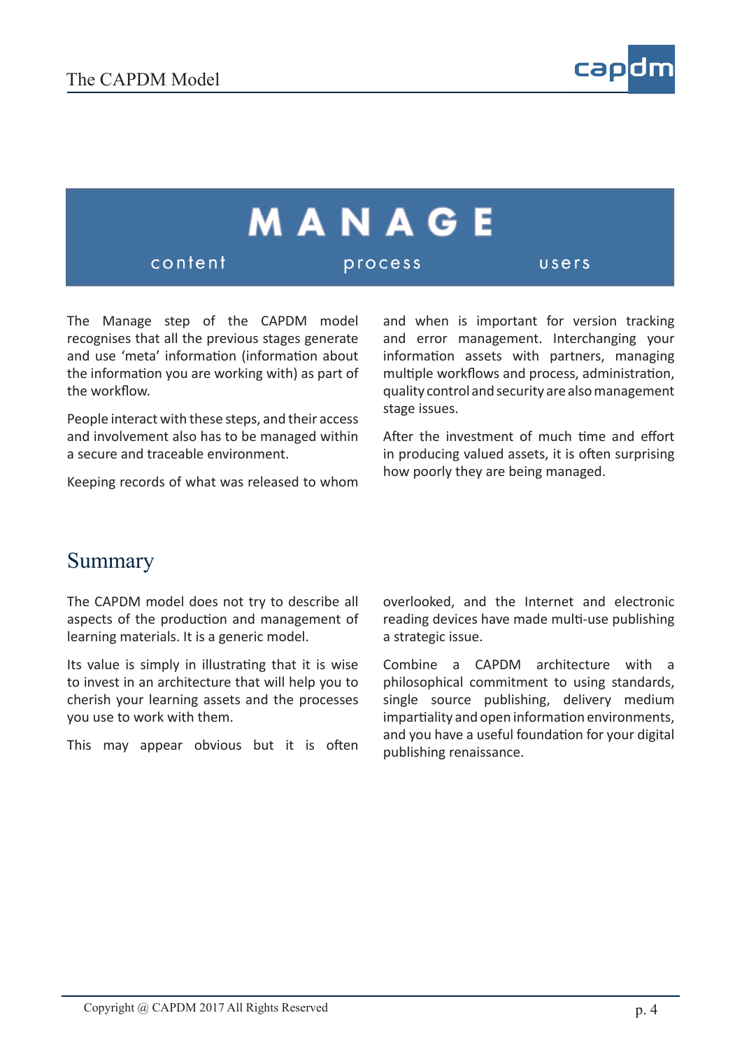# MANAGE

content process users

The Manage step of the CAPDM model recognises that all the previous stages generate and use 'meta' information (information about the information you are working with) as part of the workflow.

People interact with these steps, and their access and involvement also has to be managed within a secure and traceable environment.

Keeping records of what was released to whom and when is important for version tracking and error management. Interchanging your information assets with partners, managing multiple workflows and process, administration, quality control and security are also management stage issues.

After the investment of much time and effort in producing valued assets, it is often surprising how poorly they are being managed.

## Summary

The CAPDM model does not try to describe all aspects of the production and management of learning materials. It is a generic model.

Its value is simply in illustrating that it is wise to invest in an architecture that will help you to cherish your learning assets and the processes you use to work with them.

This may appear obvious but it is often overlooked, and the Internet and electronic reading devices have made multi-use publishing a strategic issue.

Combine a CAPDM architecture with a philosophical commitment to using standards, single source publishing, delivery medium impartiality and open information environments, and you have a useful foundation for your digital publishing renaissance.